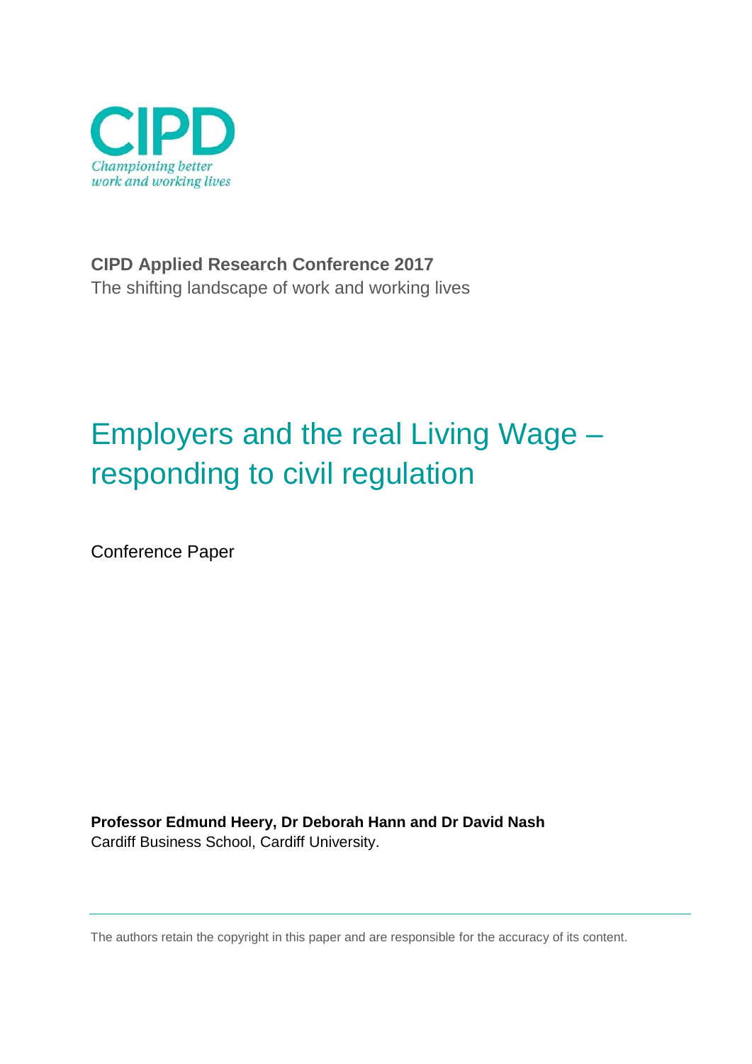CIPD

*Championing better work and working lives*

**CIPD Applied Research Conference 2017**

The shifting landscape of work and working lives

# Employers and the real Living Wage – responding to civil regulation

Conference Paper

**Professor Edmund Heery, Dr Deborah Hann and Dr David Nash**

Cardiff Business School, Cardiff University.

The authors retain the copyright in this paper and are responsible for the accuracy of its content.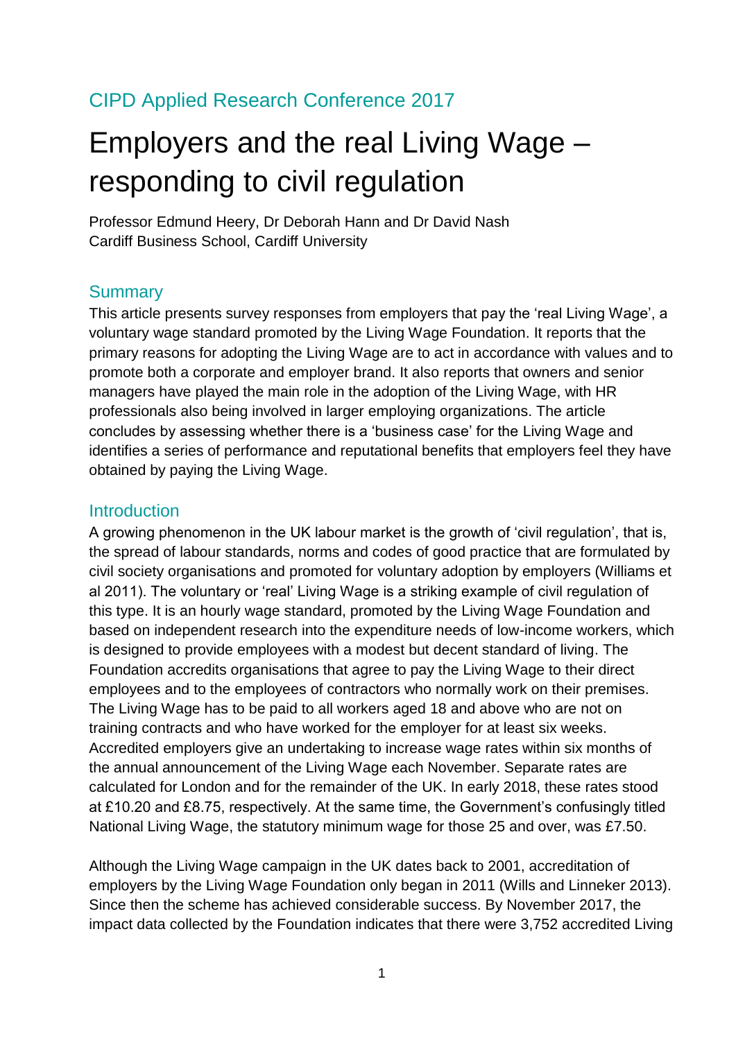CIPD Applied Research Conference 2017

# Employers and the real Living Wage – responding to civil regulation

Professor Edmund Heery, Dr Deborah Hann and Dr David Nash
Cardiff Business School, Cardiff University

## Summary

This article presents survey responses from employers that pay the 'real Living Wage', a voluntary wage standard promoted by the Living Wage Foundation. It reports that the primary reasons for adopting the Living Wage are to act in accordance with values and to promote both a corporate and employer brand. It also reports that owners and senior managers have played the main role in the adoption of the Living Wage, with HR professionals also being involved in larger employing organizations. The article concludes by assessing whether there is a 'business case' for the Living Wage and identifies a series of performance and reputational benefits that employers feel they have obtained by paying the Living Wage.

## Introduction

A growing phenomenon in the UK labour market is the growth of 'civil regulation', that is, the spread of labour standards, norms and codes of good practice that are formulated by civil society organisations and promoted for voluntary adoption by employers (Williams et al 2011). The voluntary or 'real' Living Wage is a striking example of civil regulation of this type. It is an hourly wage standard, promoted by the Living Wage Foundation and based on independent research into the expenditure needs of low-income workers, which is designed to provide employees with a modest but decent standard of living. The Foundation accredits organisations that agree to pay the Living Wage to their direct employees and to the employees of contractors who normally work on their premises. The Living Wage has to be paid to all workers aged 18 and above who are not on training contracts and who have worked for the employer for at least six weeks. Accredited employers give an undertaking to increase wage rates within six months of the annual announcement of the Living Wage each November. Separate rates are calculated for London and for the remainder of the UK. In early 2018, these rates stood at £10.20 and £8.75, respectively. At the same time, the Government's confusingly titled National Living Wage, the statutory minimum wage for those 25 and over, was £7.50.

Although the Living Wage campaign in the UK dates back to 2001, accreditation of employers by the Living Wage Foundation only began in 2011 (Wills and Linneker 2013). Since then the scheme has achieved considerable success. By November 2017, the impact data collected by the Foundation indicates that there were 3,752 accredited Living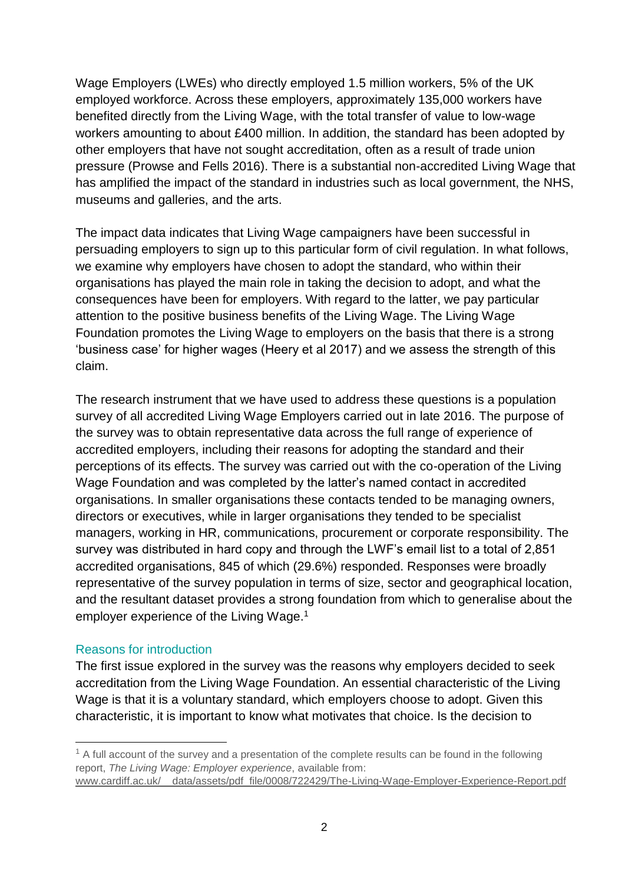Wage Employers (LWEs) who directly employed 1.5 million workers, 5% of the UK employed workforce. Across these employers, approximately 135,000 workers have benefited directly from the Living Wage, with the total transfer of value to low-wage workers amounting to about £400 million. In addition, the standard has been adopted by other employers that have not sought accreditation, often as a result of trade union pressure (Prowse and Fells 2016). There is a substantial non-accredited Living Wage that has amplified the impact of the standard in industries such as local government, the NHS, museums and galleries, and the arts.

The impact data indicates that Living Wage campaigners have been successful in persuading employers to sign up to this particular form of civil regulation. In what follows, we examine why employers have chosen to adopt the standard, who within their organisations has played the main role in taking the decision to adopt, and what the consequences have been for employers. With regard to the latter, we pay particular attention to the positive business benefits of the Living Wage. The Living Wage Foundation promotes the Living Wage to employers on the basis that there is a strong 'business case' for higher wages (Heery et al 2017) and we assess the strength of this claim.

The research instrument that we have used to address these questions is a population survey of all accredited Living Wage Employers carried out in late 2016. The purpose of the survey was to obtain representative data across the full range of experience of accredited employers, including their reasons for adopting the standard and their perceptions of its effects. The survey was carried out with the co-operation of the Living Wage Foundation and was completed by the latter's named contact in accredited organisations. In smaller organisations these contacts tended to be managing owners, directors or executives, while in larger organisations they tended to be specialist managers, working in HR, communications, procurement or corporate responsibility. The survey was distributed in hard copy and through the LWF's email list to a total of 2,851 accredited organisations, 845 of which (29.6%) responded. Responses were broadly representative of the survey population in terms of size, sector and geographical location, and the resultant dataset provides a strong foundation from which to generalise about the employer experience of the Living Wage.[1]

## Reasons for introduction

The first issue explored in the survey was the reasons why employers decided to seek accreditation from the Living Wage Foundation. An essential characteristic of the Living Wage is that it is a voluntary standard, which employers choose to adopt. Given this characteristic, it is important to know what motivates that choice. Is the decision to

[1] A full account of the survey and a presentation of the complete results can be found in the following report, *The Living Wage: Employer experience*, available from: www.cardiff.ac.uk/__data/assets/pdf_file/0008/722429/The-Living-Wage-Employer-Experience-Report.pdf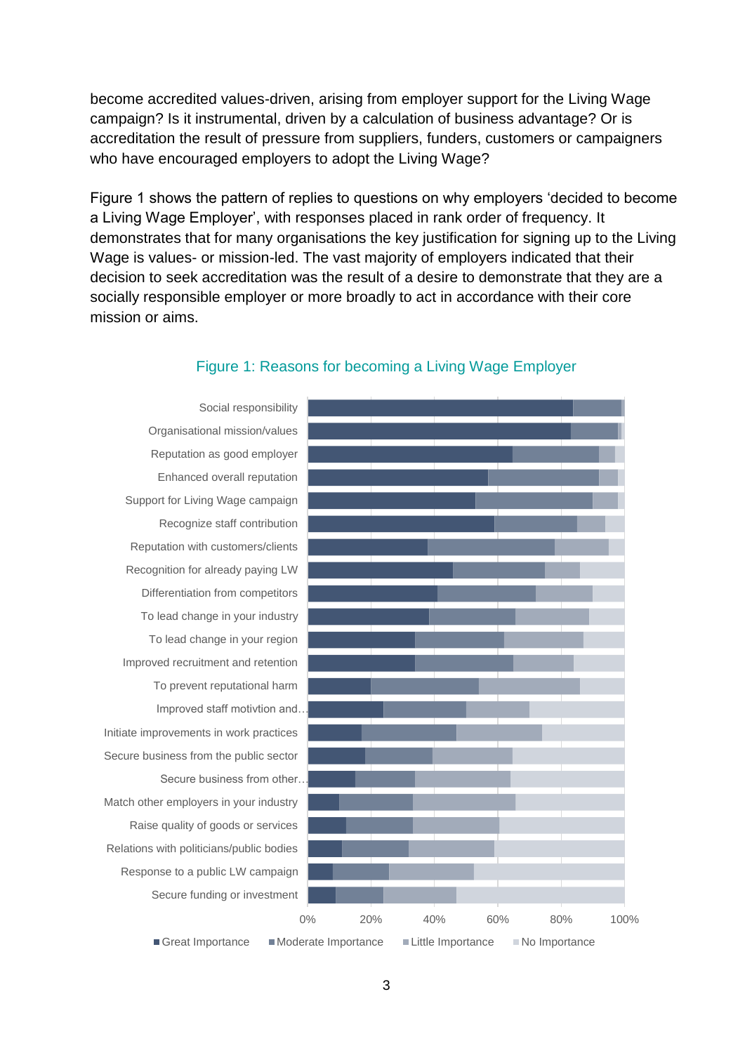become accredited values-driven, arising from employer support for the Living Wage campaign? Is it instrumental, driven by a calculation of business advantage? Or is accreditation the result of pressure from suppliers, funders, customers or campaigners who have encouraged employers to adopt the Living Wage?

Figure 1 shows the pattern of replies to questions on why employers 'decided to become a Living Wage Employer', with responses placed in rank order of frequency. It demonstrates that for many organisations the key justification for signing up to the Living Wage is values- or mission-led. The vast majority of employers indicated that their decision to seek accreditation was the result of a desire to demonstrate that they are a socially responsible employer or more broadly to act in accordance with their core mission or aims.

Figure 1: Reasons for becoming a Living Wage Employer

Social responsibility
Organisational mission/values
Reputation as good employer
Enhanced overall reputation
Support for Living Wage campaign
Recognize staff contribution
Reputation with customers/clients
Recognition for already paying LW
Differentiation from competitors
To lead change in your industry
To lead change in your region
Improved recruitment and retention
To prevent reputational harm
Improved staff motivtion and…
Initiate improvements in work practices
Secure business from the public sector
Secure business from other…
Match other employers in your industry
Raise quality of goods or services
Relations with politicians/public bodies
Response to a public LW campaign
Secure funding or investment

0% 20% 40% 60% 80% 100%

Great Importance | Moderate Importance | Little Importance | No Importance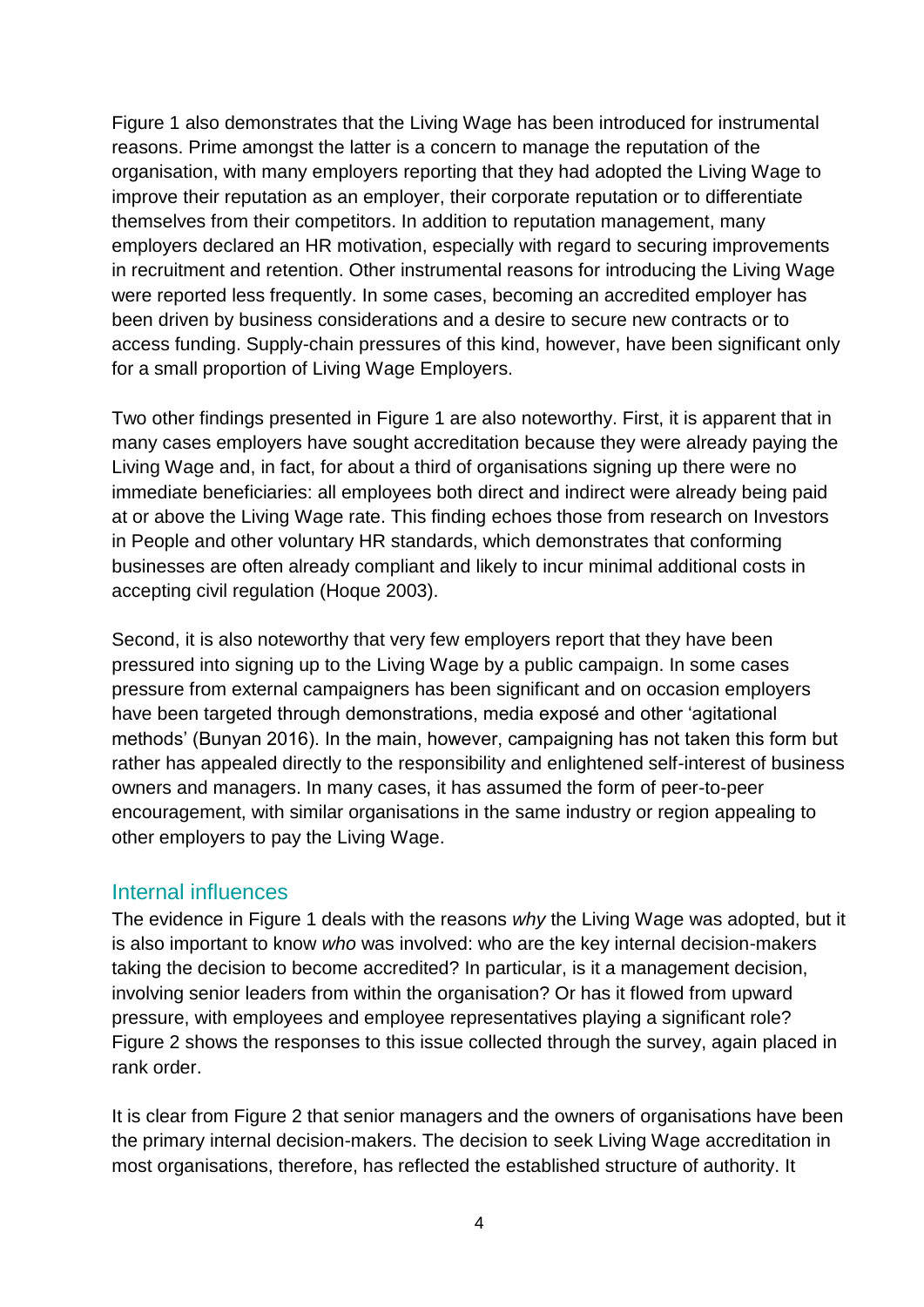Figure 1 also demonstrates that the Living Wage has been introduced for instrumental reasons. Prime amongst the latter is a concern to manage the reputation of the organisation, with many employers reporting that they had adopted the Living Wage to improve their reputation as an employer, their corporate reputation or to differentiate themselves from their competitors. In addition to reputation management, many employers declared an HR motivation, especially with regard to securing improvements in recruitment and retention. Other instrumental reasons for introducing the Living Wage were reported less frequently. In some cases, becoming an accredited employer has been driven by business considerations and a desire to secure new contracts or to access funding. Supply-chain pressures of this kind, however, have been significant only for a small proportion of Living Wage Employers.

Two other findings presented in Figure 1 are also noteworthy. First, it is apparent that in many cases employers have sought accreditation because they were already paying the Living Wage and, in fact, for about a third of organisations signing up there were no immediate beneficiaries: all employees both direct and indirect were already being paid at or above the Living Wage rate. This finding echoes those from research on Investors in People and other voluntary HR standards, which demonstrates that conforming businesses are often already compliant and likely to incur minimal additional costs in accepting civil regulation (Hoque 2003).

Second, it is also noteworthy that very few employers report that they have been pressured into signing up to the Living Wage by a public campaign. In some cases pressure from external campaigners has been significant and on occasion employers have been targeted through demonstrations, media exposé and other 'agitational methods' (Bunyan 2016). In the main, however, campaigning has not taken this form but rather has appealed directly to the responsibility and enlightened self-interest of business owners and managers. In many cases, it has assumed the form of peer-to-peer encouragement, with similar organisations in the same industry or region appealing to other employers to pay the Living Wage.

## Internal influences

The evidence in Figure 1 deals with the reasons *why* the Living Wage was adopted, but it is also important to know *who* was involved: who are the key internal decision-makers taking the decision to become accredited? In particular, is it a management decision, involving senior leaders from within the organisation? Or has it flowed from upward pressure, with employees and employee representatives playing a significant role? Figure 2 shows the responses to this issue collected through the survey, again placed in rank order.

It is clear from Figure 2 that senior managers and the owners of organisations have been the primary internal decision-makers. The decision to seek Living Wage accreditation in most organisations, therefore, has reflected the established structure of authority. It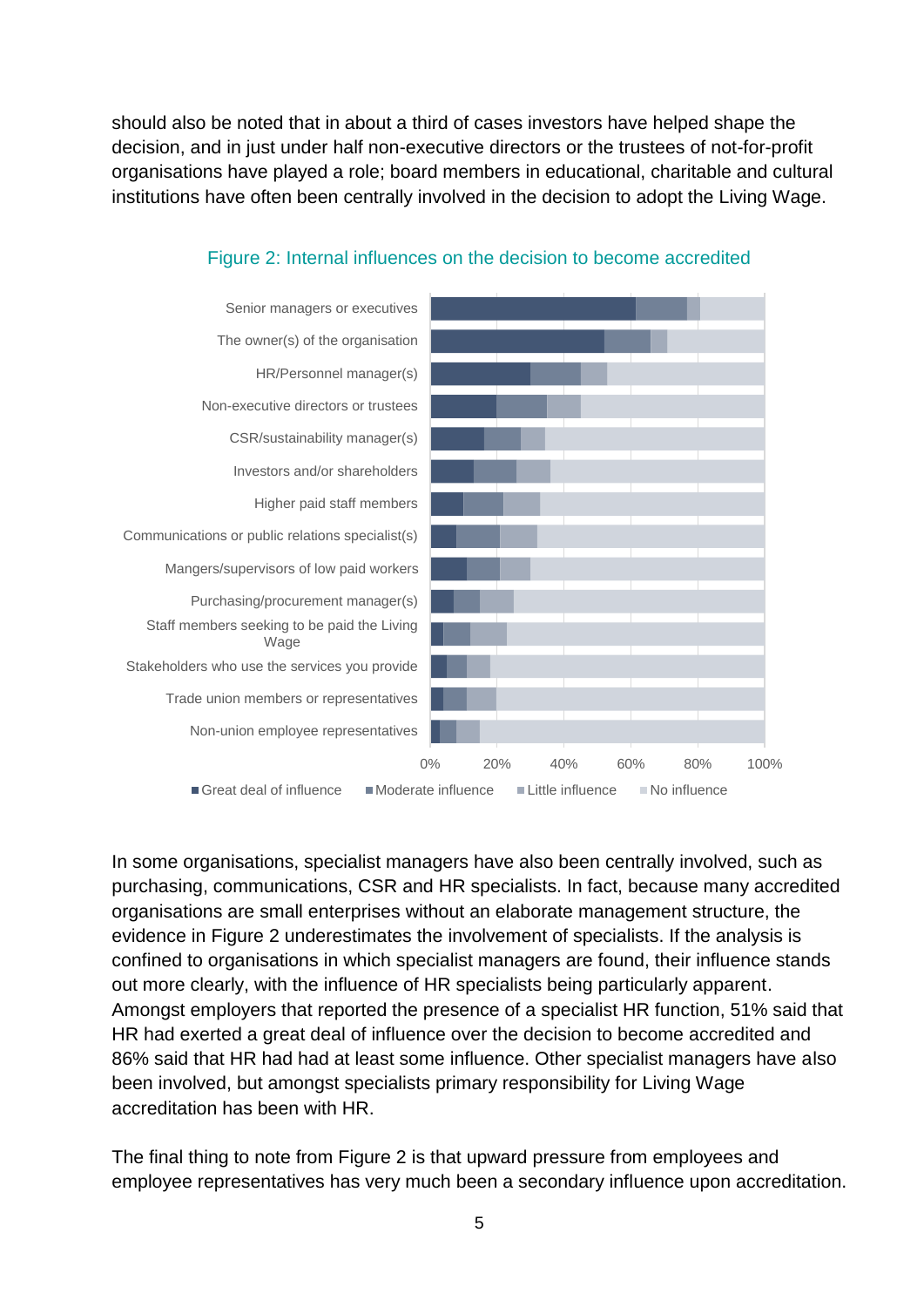should also be noted that in about a third of cases investors have helped shape the decision, and in just under half non-executive directors or the trustees of not-for-profit organisations have played a role; board members in educational, charitable and cultural institutions have often been centrally involved in the decision to adopt the Living Wage.

Figure 2: Internal influences on the decision to become accredited

In some organisations, specialist managers have also been centrally involved, such as purchasing, communications, CSR and HR specialists. In fact, because many accredited organisations are small enterprises without an elaborate management structure, the evidence in Figure 2 underestimates the involvement of specialists. If the analysis is confined to organisations in which specialist managers are found, their influence stands out more clearly, with the influence of HR specialists being particularly apparent. Amongst employers that reported the presence of a specialist HR function, 51% said that HR had exerted a great deal of influence over the decision to become accredited and 86% said that HR had had at least some influence. Other specialist managers have also been involved, but amongst specialists primary responsibility for Living Wage accreditation has been with HR.

The final thing to note from Figure 2 is that upward pressure from employees and employee representatives has very much been a secondary influence upon accreditation.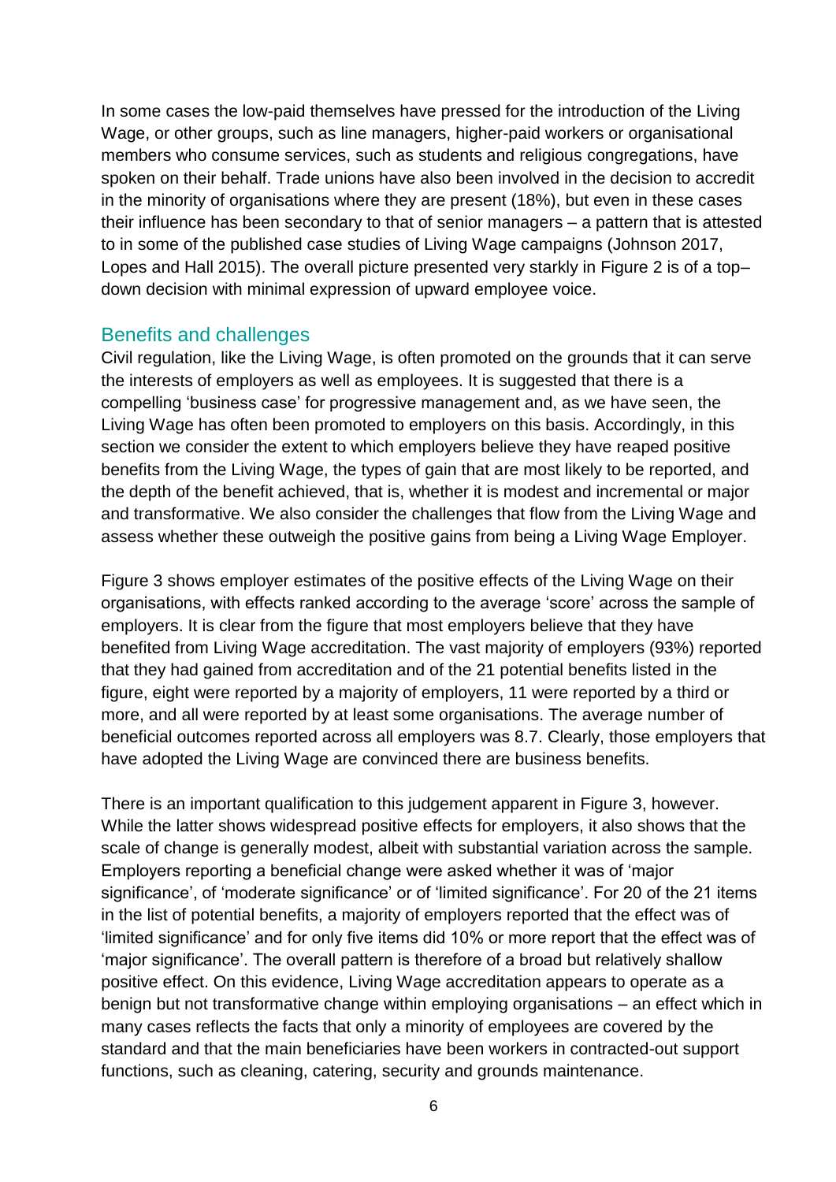In some cases the low-paid themselves have pressed for the introduction of the Living Wage, or other groups, such as line managers, higher-paid workers or organisational members who consume services, such as students and religious congregations, have spoken on their behalf. Trade unions have also been involved in the decision to accredit in the minority of organisations where they are present (18%), but even in these cases their influence has been secondary to that of senior managers – a pattern that is attested to in some of the published case studies of Living Wage campaigns (Johnson 2017, Lopes and Hall 2015). The overall picture presented very starkly in Figure 2 is of a top–down decision with minimal expression of upward employee voice.

## Benefits and challenges

Civil regulation, like the Living Wage, is often promoted on the grounds that it can serve the interests of employers as well as employees. It is suggested that there is a compelling 'business case' for progressive management and, as we have seen, the Living Wage has often been promoted to employers on this basis. Accordingly, in this section we consider the extent to which employers believe they have reaped positive benefits from the Living Wage, the types of gain that are most likely to be reported, and the depth of the benefit achieved, that is, whether it is modest and incremental or major and transformative. We also consider the challenges that flow from the Living Wage and assess whether these outweigh the positive gains from being a Living Wage Employer.

Figure 3 shows employer estimates of the positive effects of the Living Wage on their organisations, with effects ranked according to the average 'score' across the sample of employers. It is clear from the figure that most employers believe that they have benefited from Living Wage accreditation. The vast majority of employers (93%) reported that they had gained from accreditation and of the 21 potential benefits listed in the figure, eight were reported by a majority of employers, 11 were reported by a third or more, and all were reported by at least some organisations. The average number of beneficial outcomes reported across all employers was 8.7. Clearly, those employers that have adopted the Living Wage are convinced there are business benefits.

There is an important qualification to this judgement apparent in Figure 3, however. While the latter shows widespread positive effects for employers, it also shows that the scale of change is generally modest, albeit with substantial variation across the sample. Employers reporting a beneficial change were asked whether it was of 'major significance', of 'moderate significance' or of 'limited significance'. For 20 of the 21 items in the list of potential benefits, a majority of employers reported that the effect was of 'limited significance' and for only five items did 10% or more report that the effect was of 'major significance'. The overall pattern is therefore of a broad but relatively shallow positive effect. On this evidence, Living Wage accreditation appears to operate as a benign but not transformative change within employing organisations – an effect which in many cases reflects the facts that only a minority of employees are covered by the standard and that the main beneficiaries have been workers in contracted-out support functions, such as cleaning, catering, security and grounds maintenance.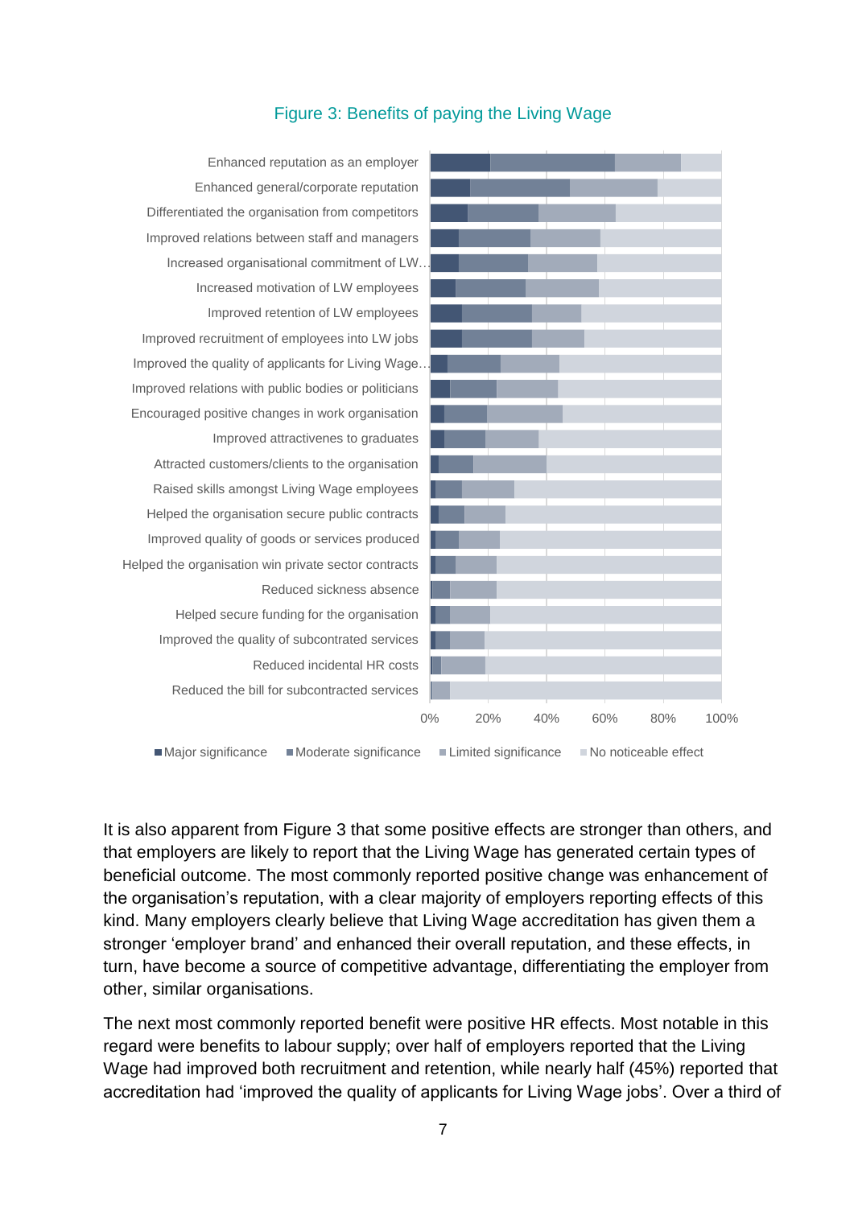Figure 3: Benefits of paying the Living Wage

| Benefit |
|---|
| Enhanced reputation as an employer |
| Enhanced general/corporate reputation |
| Differentiated the organisation from competitors |
| Improved relations between staff and managers |
| Increased organisational commitment of LW… |
| Increased motivation of LW employees |
| Improved retention of LW employees |
| Improved recruitment of employees into LW jobs |
| Improved the quality of applicants for Living Wage… |
| Improved relations with public bodies or politicians |
| Encouraged positive changes in work organisation |
| Improved attractivenes to graduates |
| Attracted customers/clients to the organisation |
| Raised skills amongst Living Wage employees |
| Helped the organisation secure public contracts |
| Improved quality of goods or services produced |
| Helped the organisation win private sector contracts |
| Reduced sickness absence |
| Helped secure funding for the organisation |
| Improved the quality of subcontrated services |
| Reduced incidental HR costs |
| Reduced the bill for subcontracted services |

Axis: 0% 20% 40% 60% 80% 100%

Legend: Major significance, Moderate significance, Limited significance, No noticeable effect

It is also apparent from Figure 3 that some positive effects are stronger than others, and that employers are likely to report that the Living Wage has generated certain types of beneficial outcome. The most commonly reported positive change was enhancement of the organisation's reputation, with a clear majority of employers reporting effects of this kind. Many employers clearly believe that Living Wage accreditation has given them a stronger 'employer brand' and enhanced their overall reputation, and these effects, in turn, have become a source of competitive advantage, differentiating the employer from other, similar organisations.

The next most commonly reported benefit were positive HR effects. Most notable in this regard were benefits to labour supply; over half of employers reported that the Living Wage had improved both recruitment and retention, while nearly half (45%) reported that accreditation had 'improved the quality of applicants for Living Wage jobs'. Over a third of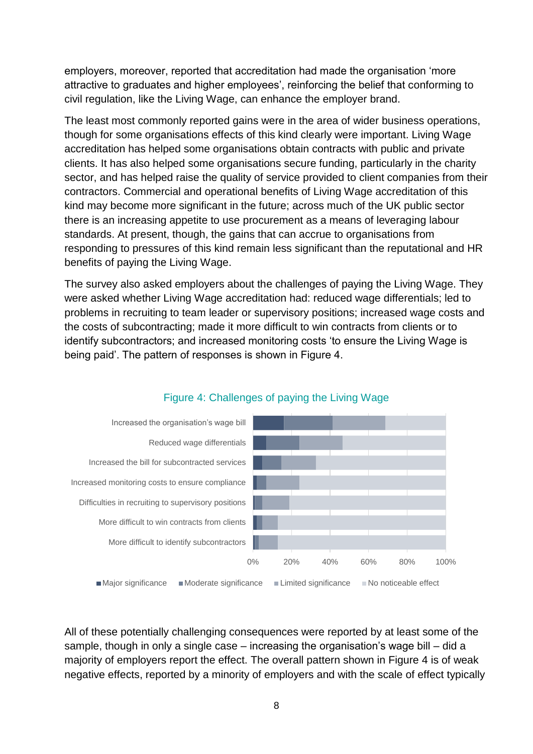employers, moreover, reported that accreditation had made the organisation 'more attractive to graduates and higher employees', reinforcing the belief that conforming to civil regulation, like the Living Wage, can enhance the employer brand.

The least most commonly reported gains were in the area of wider business operations, though for some organisations effects of this kind clearly were important. Living Wage accreditation has helped some organisations obtain contracts with public and private clients. It has also helped some organisations secure funding, particularly in the charity sector, and has helped raise the quality of service provided to client companies from their contractors. Commercial and operational benefits of Living Wage accreditation of this kind may become more significant in the future; across much of the UK public sector there is an increasing appetite to use procurement as a means of leveraging labour standards. At present, though, the gains that can accrue to organisations from responding to pressures of this kind remain less significant than the reputational and HR benefits of paying the Living Wage.

The survey also asked employers about the challenges of paying the Living Wage. They were asked whether Living Wage accreditation had: reduced wage differentials; led to problems in recruiting to team leader or supervisory positions; increased wage costs and the costs of subcontracting; made it more difficult to win contracts from clients or to identify subcontractors; and increased monitoring costs 'to ensure the Living Wage is being paid'. The pattern of responses is shown in Figure 4.

Figure 4: Challenges of paying the Living Wage

All of these potentially challenging consequences were reported by at least some of the sample, though in only a single case – increasing the organisation's wage bill – did a majority of employers report the effect. The overall pattern shown in Figure 4 is of weak negative effects, reported by a minority of employers and with the scale of effect typically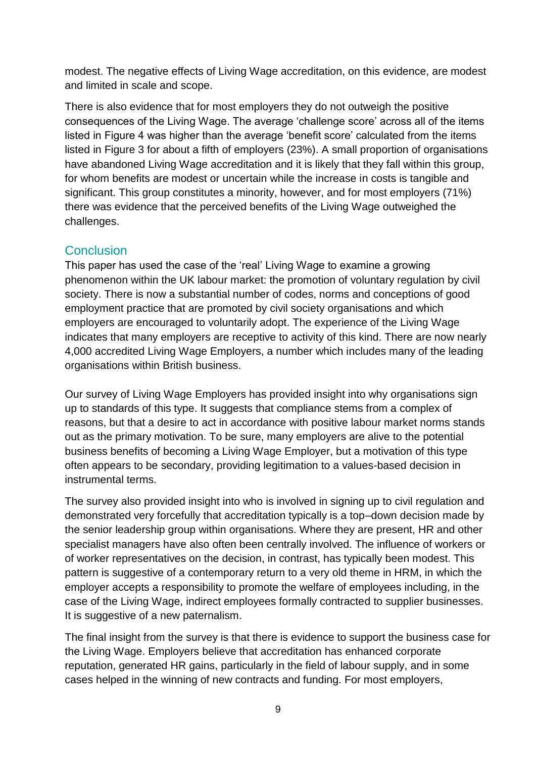modest. The negative effects of Living Wage accreditation, on this evidence, are modest and limited in scale and scope.

There is also evidence that for most employers they do not outweigh the positive consequences of the Living Wage. The average 'challenge score' across all of the items listed in Figure 4 was higher than the average 'benefit score' calculated from the items listed in Figure 3 for about a fifth of employers (23%). A small proportion of organisations have abandoned Living Wage accreditation and it is likely that they fall within this group, for whom benefits are modest or uncertain while the increase in costs is tangible and significant. This group constitutes a minority, however, and for most employers (71%) there was evidence that the perceived benefits of the Living Wage outweighed the challenges.

## Conclusion

This paper has used the case of the 'real' Living Wage to examine a growing phenomenon within the UK labour market: the promotion of voluntary regulation by civil society. There is now a substantial number of codes, norms and conceptions of good employment practice that are promoted by civil society organisations and which employers are encouraged to voluntarily adopt. The experience of the Living Wage indicates that many employers are receptive to activity of this kind. There are now nearly 4,000 accredited Living Wage Employers, a number which includes many of the leading organisations within British business.

Our survey of Living Wage Employers has provided insight into why organisations sign up to standards of this type. It suggests that compliance stems from a complex of reasons, but that a desire to act in accordance with positive labour market norms stands out as the primary motivation. To be sure, many employers are alive to the potential business benefits of becoming a Living Wage Employer, but a motivation of this type often appears to be secondary, providing legitimation to a values-based decision in instrumental terms.

The survey also provided insight into who is involved in signing up to civil regulation and demonstrated very forcefully that accreditation typically is a top–down decision made by the senior leadership group within organisations. Where they are present, HR and other specialist managers have also often been centrally involved. The influence of workers or of worker representatives on the decision, in contrast, has typically been modest. This pattern is suggestive of a contemporary return to a very old theme in HRM, in which the employer accepts a responsibility to promote the welfare of employees including, in the case of the Living Wage, indirect employees formally contracted to supplier businesses. It is suggestive of a new paternalism.

The final insight from the survey is that there is evidence to support the business case for the Living Wage. Employers believe that accreditation has enhanced corporate reputation, generated HR gains, particularly in the field of labour supply, and in some cases helped in the winning of new contracts and funding. For most employers,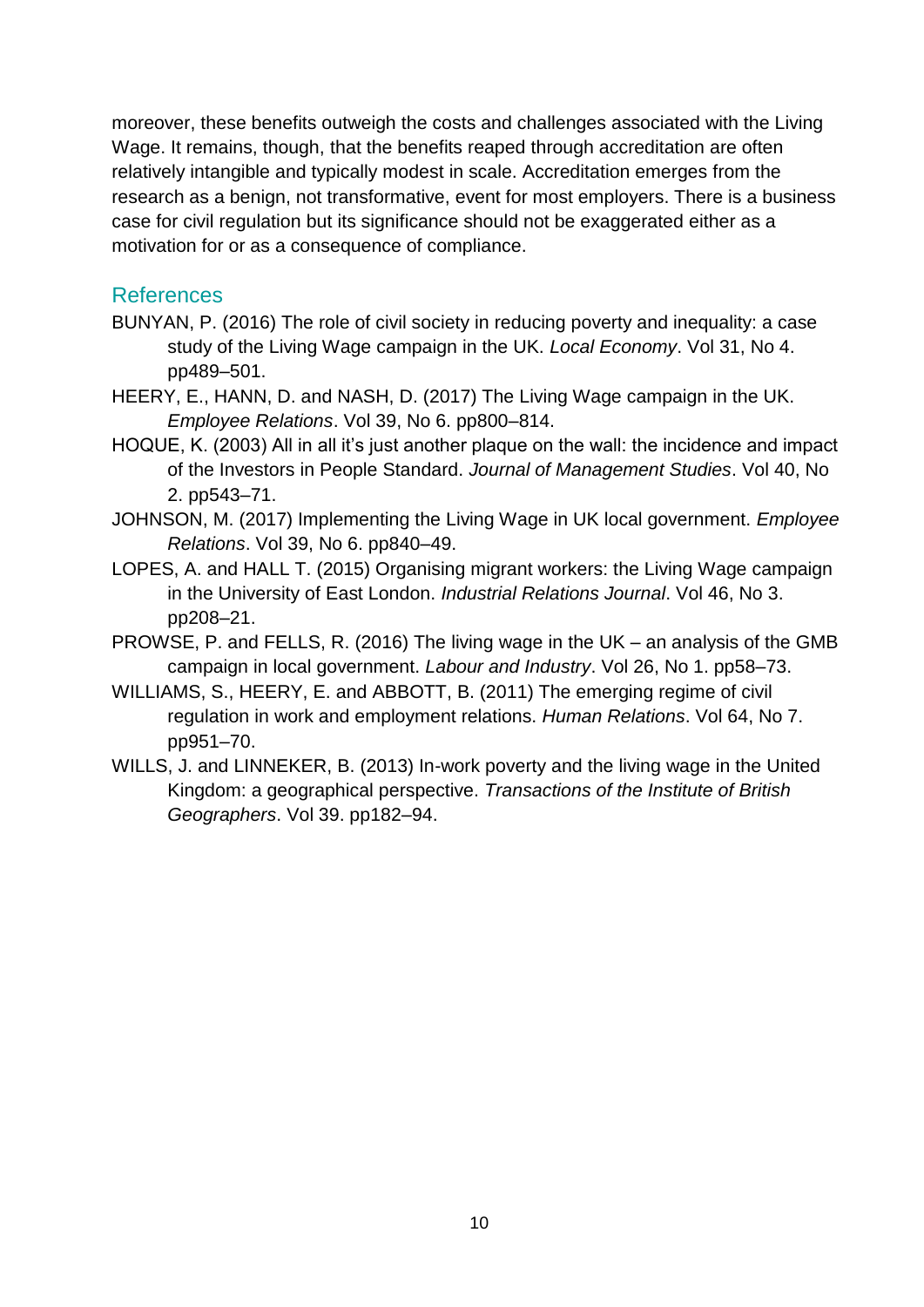moreover, these benefits outweigh the costs and challenges associated with the Living Wage. It remains, though, that the benefits reaped through accreditation are often relatively intangible and typically modest in scale. Accreditation emerges from the research as a benign, not transformative, event for most employers. There is a business case for civil regulation but its significance should not be exaggerated either as a motivation for or as a consequence of compliance.

## References

BUNYAN, P. (2016) The role of civil society in reducing poverty and inequality: a case study of the Living Wage campaign in the UK. *Local Economy*. Vol 31, No 4. pp489–501.

HEERY, E., HANN, D. and NASH, D. (2017) The Living Wage campaign in the UK. *Employee Relations*. Vol 39, No 6. pp800–814.

HOQUE, K. (2003) All in all it's just another plaque on the wall: the incidence and impact of the Investors in People Standard. *Journal of Management Studies*. Vol 40, No 2. pp543–71.

JOHNSON, M. (2017) Implementing the Living Wage in UK local government. *Employee Relations*. Vol 39, No 6. pp840–49.

LOPES, A. and HALL T. (2015) Organising migrant workers: the Living Wage campaign in the University of East London. *Industrial Relations Journal*. Vol 46, No 3. pp208–21.

PROWSE, P. and FELLS, R. (2016) The living wage in the UK – an analysis of the GMB campaign in local government. *Labour and Industry*. Vol 26, No 1. pp58–73.

WILLIAMS, S., HEERY, E. and ABBOTT, B. (2011) The emerging regime of civil regulation in work and employment relations. *Human Relations*. Vol 64, No 7. pp951–70.

WILLS, J. and LINNEKER, B. (2013) In-work poverty and the living wage in the United Kingdom: a geographical perspective. *Transactions of the Institute of British Geographers*. Vol 39. pp182–94.